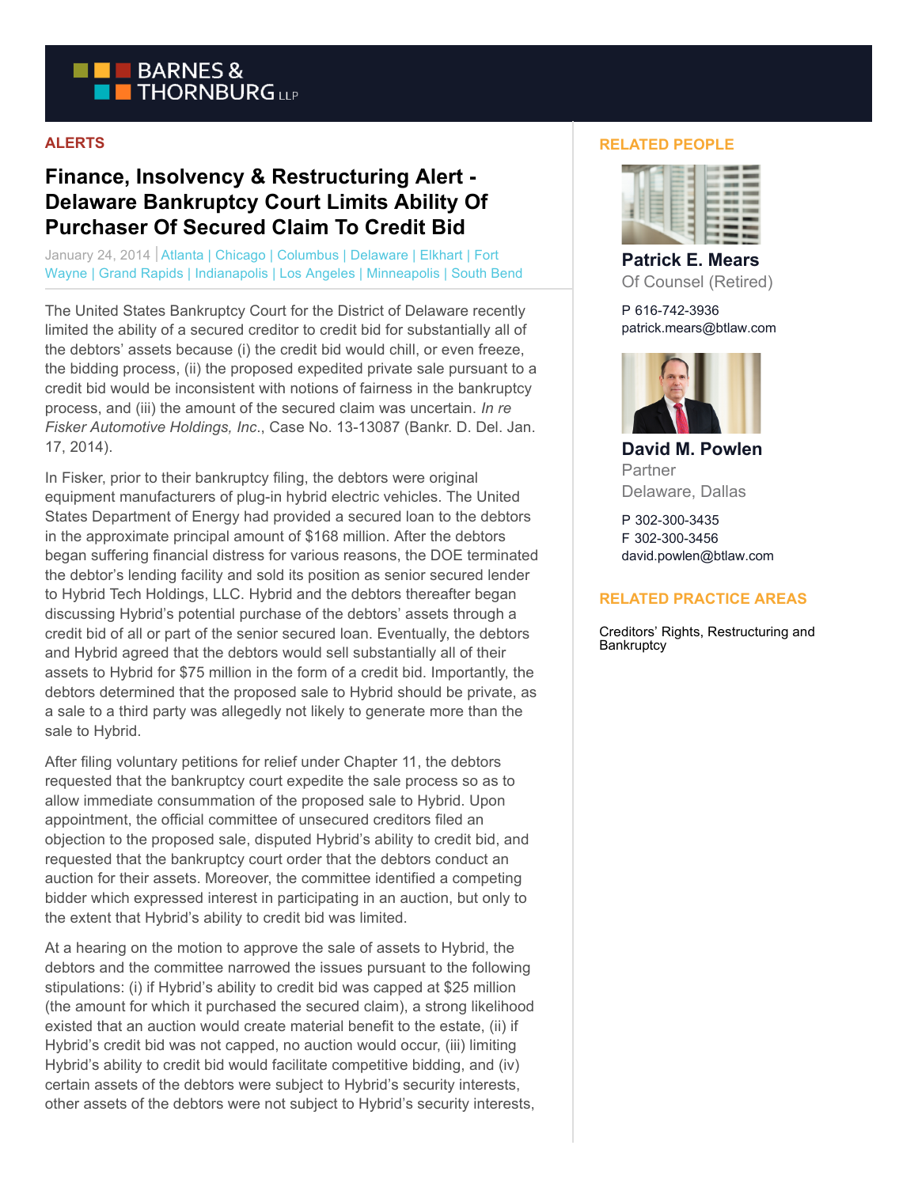BARNES & THORNBURG LLP

ALERTS

# Finance, Insolvency & Restructuring Alert - Delaware Bankruptcy Court Limits Ability Of Purchaser Of Secured Claim To Credit Bid

January 24, 2014 | Atlanta | Chicago | Columbus | Delaware | Elkhart | Fort Wayne | Grand Rapids | Indianapolis | Los Angeles | Minneapolis | South Bend

The United States Bankruptcy Court for the District of Delaware recently limited the ability of a secured creditor to credit bid for substantially all of the debtors' assets because (i) the credit bid would chill, or even freeze, the bidding process, (ii) the proposed expedited private sale pursuant to a credit bid would be inconsistent with notions of fairness in the bankruptcy process, and (iii) the amount of the secured claim was uncertain. *In re Fisker Automotive Holdings, Inc.*, Case No. 13-13087 (Bankr. D. Del. Jan. 17, 2014).

In Fisker, prior to their bankruptcy filing, the debtors were original equipment manufacturers of plug-in hybrid electric vehicles. The United States Department of Energy had provided a secured loan to the debtors in the approximate principal amount of $168 million. After the debtors began suffering financial distress for various reasons, the DOE terminated the debtor's lending facility and sold its position as senior secured lender to Hybrid Tech Holdings, LLC. Hybrid and the debtors thereafter began discussing Hybrid's potential purchase of the debtors' assets through a credit bid of all or part of the senior secured loan. Eventually, the debtors and Hybrid agreed that the debtors would sell substantially all of their assets to Hybrid for $75 million in the form of a credit bid. Importantly, the debtors determined that the proposed sale to Hybrid should be private, as a sale to a third party was allegedly not likely to generate more than the sale to Hybrid.

After filing voluntary petitions for relief under Chapter 11, the debtors requested that the bankruptcy court expedite the sale process so as to allow immediate consummation of the proposed sale to Hybrid. Upon appointment, the official committee of unsecured creditors filed an objection to the proposed sale, disputed Hybrid's ability to credit bid, and requested that the bankruptcy court order that the debtors conduct an auction for their assets. Moreover, the committee identified a competing bidder which expressed interest in participating in an auction, but only to the extent that Hybrid's ability to credit bid was limited.

At a hearing on the motion to approve the sale of assets to Hybrid, the debtors and the committee narrowed the issues pursuant to the following stipulations: (i) if Hybrid's ability to credit bid was capped at $25 million (the amount for which it purchased the secured claim), a strong likelihood existed that an auction would create material benefit to the estate, (ii) if Hybrid's credit bid was not capped, no auction would occur, (iii) limiting Hybrid's ability to credit bid would facilitate competitive bidding, and (iv) certain assets of the debtors were subject to Hybrid's security interests, other assets of the debtors were not subject to Hybrid's security interests,

## RELATED PEOPLE

**Patrick E. Mears**
Of Counsel (Retired)

P 616-742-3936
patrick.mears@btlaw.com

**David M. Powlen**
Partner
Delaware, Dallas

P 302-300-3435
F 302-300-3456
david.powlen@btlaw.com

## RELATED PRACTICE AREAS

Creditors' Rights, Restructuring and Bankruptcy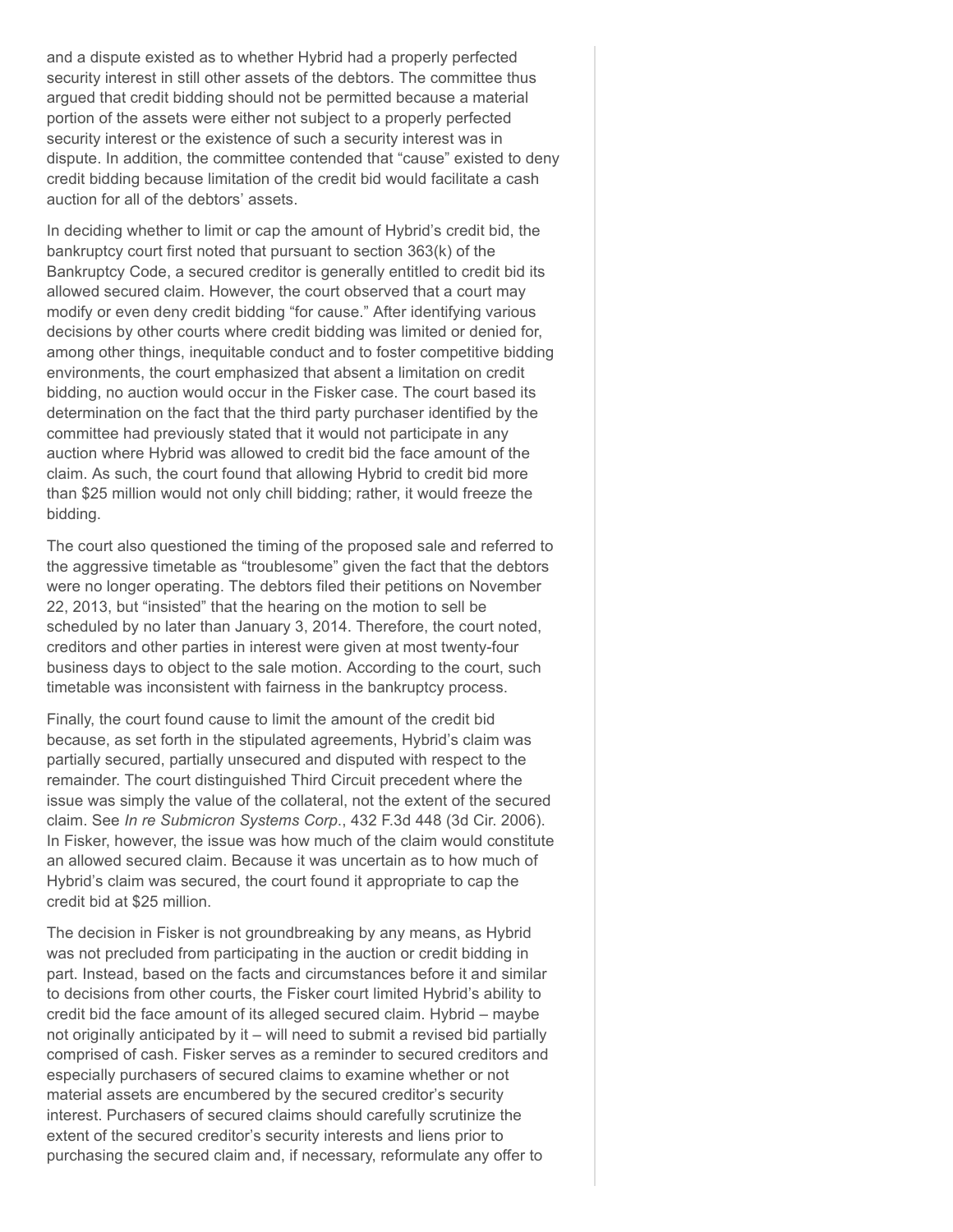and a dispute existed as to whether Hybrid had a properly perfected security interest in still other assets of the debtors. The committee thus argued that credit bidding should not be permitted because a material portion of the assets were either not subject to a properly perfected security interest or the existence of such a security interest was in dispute. In addition, the committee contended that "cause" existed to deny credit bidding because limitation of the credit bid would facilitate a cash auction for all of the debtors' assets.

In deciding whether to limit or cap the amount of Hybrid's credit bid, the bankruptcy court first noted that pursuant to section 363(k) of the Bankruptcy Code, a secured creditor is generally entitled to credit bid its allowed secured claim. However, the court observed that a court may modify or even deny credit bidding "for cause." After identifying various decisions by other courts where credit bidding was limited or denied for, among other things, inequitable conduct and to foster competitive bidding environments, the court emphasized that absent a limitation on credit bidding, no auction would occur in the Fisker case. The court based its determination on the fact that the third party purchaser identified by the committee had previously stated that it would not participate in any auction where Hybrid was allowed to credit bid the face amount of the claim. As such, the court found that allowing Hybrid to credit bid more than $25 million would not only chill bidding; rather, it would freeze the bidding.

The court also questioned the timing of the proposed sale and referred to the aggressive timetable as "troublesome" given the fact that the debtors were no longer operating. The debtors filed their petitions on November 22, 2013, but "insisted" that the hearing on the motion to sell be scheduled by no later than January 3, 2014. Therefore, the court noted, creditors and other parties in interest were given at most twenty-four business days to object to the sale motion. According to the court, such timetable was inconsistent with fairness in the bankruptcy process.

Finally, the court found cause to limit the amount of the credit bid because, as set forth in the stipulated agreements, Hybrid's claim was partially secured, partially unsecured and disputed with respect to the remainder. The court distinguished Third Circuit precedent where the issue was simply the value of the collateral, not the extent of the secured claim. See *In re Submicron Systems Corp.*, 432 F.3d 448 (3d Cir. 2006). In Fisker, however, the issue was how much of the claim would constitute an allowed secured claim. Because it was uncertain as to how much of Hybrid's claim was secured, the court found it appropriate to cap the credit bid at $25 million.

The decision in Fisker is not groundbreaking by any means, as Hybrid was not precluded from participating in the auction or credit bidding in part. Instead, based on the facts and circumstances before it and similar to decisions from other courts, the Fisker court limited Hybrid's ability to credit bid the face amount of its alleged secured claim. Hybrid – maybe not originally anticipated by it – will need to submit a revised bid partially comprised of cash. Fisker serves as a reminder to secured creditors and especially purchasers of secured claims to examine whether or not material assets are encumbered by the secured creditor's security interest. Purchasers of secured claims should carefully scrutinize the extent of the secured creditor's security interests and liens prior to purchasing the secured claim and, if necessary, reformulate any offer to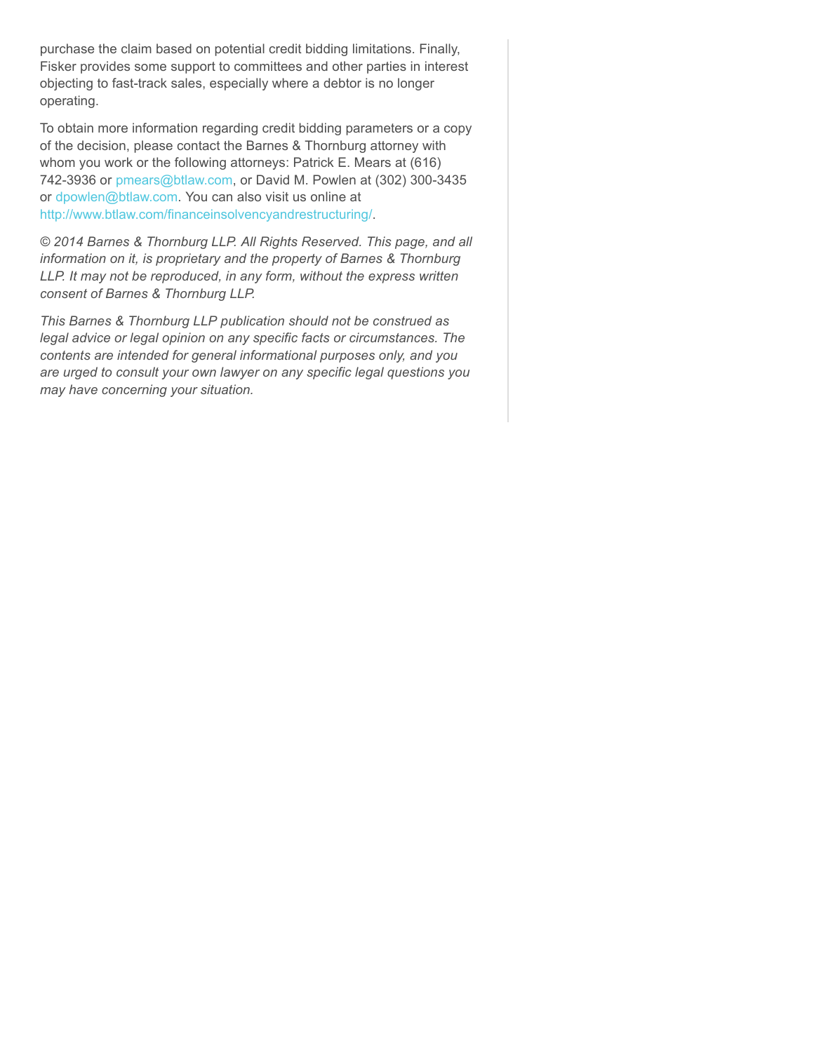purchase the claim based on potential credit bidding limitations. Finally, Fisker provides some support to committees and other parties in interest objecting to fast-track sales, especially where a debtor is no longer operating.

To obtain more information regarding credit bidding parameters or a copy of the decision, please contact the Barnes & Thornburg attorney with whom you work or the following attorneys: Patrick E. Mears at (616) 742-3936 or pmears@btlaw.com, or David M. Powlen at (302) 300-3435 or dpowlen@btlaw.com. You can also visit us online at http://www.btlaw.com/financeinsolvencyandrestructuring/.

*© 2014 Barnes & Thornburg LLP. All Rights Reserved. This page, and all information on it, is proprietary and the property of Barnes & Thornburg LLP. It may not be reproduced, in any form, without the express written consent of Barnes & Thornburg LLP.*

*This Barnes & Thornburg LLP publication should not be construed as legal advice or legal opinion on any specific facts or circumstances. The contents are intended for general informational purposes only, and you are urged to consult your own lawyer on any specific legal questions you may have concerning your situation.*